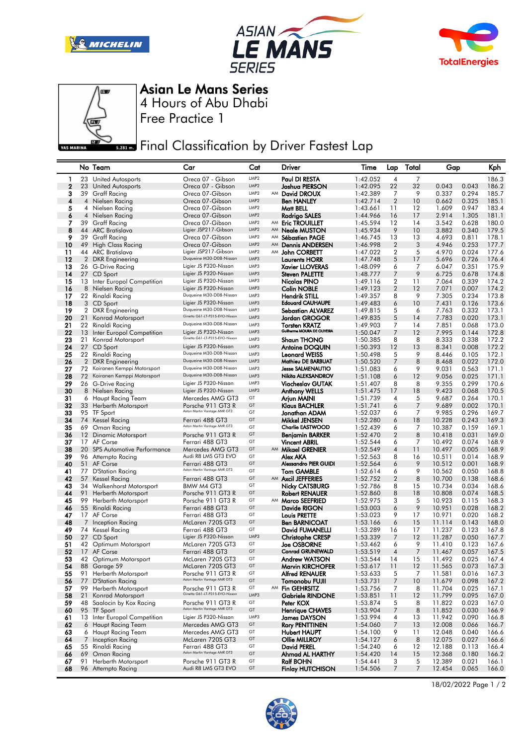# Asian Le Mans Series

## 4 Hours of Abu Dhabi

## Free Practice 1

## Final Classification by Driver Fastest Lap

|  | No | Team | Car | Cat |  | Driver | Time | Lap | Total | Gap |  | Kph |
|---|---|---|---|---|---|---|---|---|---|---|---|---|
| 1 | 23 | United Autosports | Oreca 07 - Gibson | LMP2 |  | Paul DI RESTA | 1:42.052 | 4 | 7 |  |  | 186.3 |
| 2 | 23 | United Autosports | Oreca 07 - Gibson | LMP2 |  | Joshua PIERSON | 1:42.095 | 22 | 32 | 0.043 | 0.043 | 186.2 |
| 3 | 39 | Graff Racing | Oreca 07-Gibson | LMP2 | AM | David DROUX | 1:42.389 | 7 | 9 | 0.337 | 0.294 | 185.7 |
| 4 | 4 | Nielsen Racing | Oreca 07-Gibson | LMP2 |  | Ben HANLEY | 1:42.714 | 2 | 10 | 0.662 | 0.325 | 185.1 |
| 5 | 4 | Nielsen Racing | Oreca 07-Gibson | LMP2 |  | Matt BELL | 1:43.661 | 11 | 12 | 1.609 | 0.947 | 183.4 |
| 6 | 4 | Nielsen Racing | Oreca 07-Gibson | LMP2 |  | Rodrigo SALES | 1:44.966 | 16 | 17 | 2.914 | 1.305 | 181.1 |
| 7 | 39 | Graff Racing | Oreca 07-Gibson | LMP2 | AM | Eric TROUILLET | 1:45.594 | 12 | 14 | 3.542 | 0.628 | 180.0 |
| 8 | 44 | ARC Bratislava | Ligier JSP217-Gibson | LMP2 | AM | Neale MUSTON | 1:45.934 | 9 | 10 | 3.882 | 0.340 | 179.5 |
| 9 | 39 | Graff Racing | Oreca 07-Gibson | LMP2 | AM | Sébastien PAGE | 1:46.745 | 13 | 13 | 4.693 | 0.811 | 178.1 |
| 10 | 49 | High Class Racing | Oreca 07-Gibson | LMP2 | AM | Dennis ANDERSEN | 1:46.998 | 2 | 3 | 4.946 | 0.253 | 177.7 |
| 11 | 44 | ARC Bratislava | Ligier JSP217-Gibson | LMP2 | AM | John CORBETT | 1:47.022 | 2 | 5 | 4.970 | 0.024 | 177.6 |
| 12 | 2 | DKR Engineering | Duqueine M30-D08-Nissan | LMP3 |  | Laurents HORR | 1:47.748 | 5 | 17 | 5.696 | 0.726 | 176.4 |
| 13 | 26 | G-Drive Racing | Ligier JS P320-Nissan | LMP3 |  | Xavier LLOVERAS | 1:48.099 | 6 | 7 | 6.047 | 0.351 | 175.9 |
| 14 | 27 | CD Sport | Ligier JS P320-Nissan | LMP3 |  | Steven PALETTE | 1:48.777 | 7 | 9 | 6.725 | 0.678 | 174.8 |
| 15 | 13 | Inter Europol Competition | Ligier JS P320-Nissan | LMP3 |  | Nicolas PINO | 1:49.116 | 2 | 11 | 7.064 | 0.339 | 174.2 |
| 16 | 8 | Nielsen Racing | Ligier JS P320-Nissan | LMP3 |  | Colin NOBLE | 1:49.123 | 2 | 12 | 7.071 | 0.007 | 174.2 |
| 17 | 22 | Rinaldi Racing | Duqueine M30-D08-Nissan | LMP3 |  | Hendrik STILL | 1:49.357 | 8 | 9 | 7.305 | 0.234 | 173.8 |
| 18 | 3 | CD Sport | Ligier JS P320-Nissan | LMP3 |  | Edouard CAUHAUPE | 1:49.483 | 6 | 10 | 7.431 | 0.126 | 173.6 |
| 19 | 2 | DKR Engineering | Duqueine M30-D08-Nissan | LMP3 |  | Sebastian ALVAREZ | 1:49.815 | 5 | 6 | 7.763 | 0.332 | 173.1 |
| 20 | 21 | Konrad Motorsport | Ginetta G61-LT-P315-EVO-Nissan | LMP3 |  | Jordan GROGOR | 1:49.835 | 5 | 14 | 7.783 | 0.020 | 173.1 |
| 21 | 22 | Rinaldi Racing | Duqueine M30-D08-Nissan | LMP3 |  | Torsten KRATZ | 1:49.903 | 7 | 14 | 7.851 | 0.068 | 173.0 |
| 22 | 13 | Inter Europol Competition | Ligier JS P320-Nissan | LMP3 |  | Guilherme MOURA DE OLIVEIRA | 1:50.047 | 7 | 12 | 7.995 | 0.144 | 172.8 |
| 23 | 21 | Konrad Motorsport | Ginetta G61-LT-P315-EVO-Nissan | LMP3 |  | Shaun THONG | 1:50.385 | 8 | 8 | 8.333 | 0.338 | 172.2 |
| 24 | 27 | CD Sport | Ligier JS P320-Nissan | LMP3 |  | Antoine DOQUIN | 1:50.393 | 12 | 13 | 8.341 | 0.008 | 172.2 |
| 25 | 22 | Rinaldi Racing | Duqueine M30-D08-Nissan | LMP3 |  | Leonard WEISS | 1:50.498 | 5 | 9 | 8.446 | 0.105 | 172.1 |
| 26 | 2 | DKR Engineering | Duqueine M30-D08-Nissan | LMP3 |  | Mathieu DE BARBUAT | 1:50.520 | 7 | 8 | 8.468 | 0.022 | 172.0 |
| 27 | 72 | Koiranen Kemppi Motorsport | Duqueine M30-D08-Nissan | LMP3 |  | Jesse SALMENAUTIO | 1:51.083 | 6 | 9 | 9.031 | 0.563 | 171.1 |
| 28 | 72 | Koiranen Kemppi Motorsport | Duqueine M30-D08-Nissan | LMP3 |  | Nikita ALEKSANDROV | 1:51.108 | 6 | 12 | 9.056 | 0.025 | 171.1 |
| 29 | 26 | G-Drive Racing | Ligier JS P320-Nissan | LMP3 |  | Viacheslav GUTAK | 1:51.407 | 8 | 8 | 9.355 | 0.299 | 170.6 |
| 30 | 8 | Nielsen Racing | Ligier JS P320-Nissan | LMP3 |  | Anthony WELLS | 1:51.475 | 17 | 18 | 9.423 | 0.068 | 170.5 |
| 31 | 6 | Haupt Racing Team | Mercedes AMG GT3 | GT |  | Arjun MAINI | 1:51.739 | 4 | 5 | 9.687 | 0.264 | 170.1 |
| 32 | 33 | Herberth Motorsport | Porsche 911 GT3 R | GT |  | Klaus BACHLER | 1:51.741 | 6 | 7 | 9.689 | 0.002 | 170.1 |
| 33 | 95 | TF Sport | Aston Martin Vantage AMR GT3 | GT |  | Jonathan ADAM | 1:52.037 | 6 | 7 | 9.985 | 0.296 | 169.7 |
| 34 | 74 | Kessel Racing | Ferrari 488 GT3 | GT |  | Mikkel JENSEN | 1:52.280 | 6 | 18 | 10.228 | 0.243 | 169.3 |
| 35 | 69 | Oman Racing | Aston Martin Vantage AMR GT3 | GT |  | Charlie EASTWOOD | 1:52.439 | 6 | 7 | 10.387 | 0.159 | 169.1 |
| 36 | 12 | Dinamic Motorsport | Porsche 911 GT3 R | GT |  | Benjamin BARKER | 1:52.470 | 2 | 8 | 10.418 | 0.031 | 169.0 |
| 37 | 17 | AF Corse | Ferrari 488 GT3 | GT |  | Vincent ABRIL | 1:52.544 | 6 | 7 | 10.492 | 0.074 | 168.9 |
| 38 | 20 | SPS Automotive Performance | Mercedes AMG GT3 | GT | AM | Mikael GRENIER | 1:52.549 | 4 | 11 | 10.497 | 0.005 | 168.9 |
| 39 | 96 | Attempto Racing | Audi R8 LMS GT3 EVO | GT |  | Alex AKA | 1:52.563 | 8 | 16 | 10.511 | 0.014 | 168.9 |
| 40 | 51 | AF Corse | Ferrari 488 GT3 | GT |  | Alessandro PIER GUIDI | 1:52.564 | 6 | 9 | 10.512 | 0.001 | 168.9 |
| 41 | 77 | D'Station Racing | Aston Martin Vantage AMR GT3 | GT |  | Tom GAMBLE | 1:52.614 | 6 | 9 | 10.562 | 0.050 | 168.8 |
| 42 | 57 | Kessel Racing | Ferrari 488 GT3 | GT | AM | Axcil JEFFERIES | 1:52.752 | 6 | 8 | 10.700 | 0.138 | 168.6 |
| 43 | 34 | Walkenhorst Motorsport | BMW M4 GT3 | GT |  | Nicky CATSBURG | 1:52.786 | 8 | 15 | 10.734 | 0.034 | 168.6 |
| 44 | 91 | Herberth Motorsport | Porsche 911 GT3 R | GT |  | Robert RENAUER | 1:52.860 | 8 | 18 | 10.808 | 0.074 | 168.5 |
| 45 | 99 | Herberth Motorsport | Porsche 911 GT3 R | GT | AM | Marco SEEFRIED | 1:52.975 | 3 | 5 | 10.923 | 0.115 | 168.3 |
| 46 | 55 | Rinaldi Racing | Ferrari 488 GT3 | GT |  | Davide RIGON | 1:53.003 | 6 | 9 | 10.951 | 0.028 | 168.2 |
| 47 | 17 | AF Corse | Ferrari 488 GT3 | GT |  | Louis PRETTE | 1:53.023 | 9 | 17 | 10.971 | 0.020 | 168.2 |
| 48 | 7 | Inception Racing | McLaren 720S GT3 | GT |  | Ben BARNICOAT | 1:53.166 | 6 | 15 | 11.114 | 0.143 | 168.0 |
| 49 | 74 | Kessel Racing | Ferrari 488 GT3 | GT |  | David FUMANELLI | 1:53.289 | 16 | 17 | 11.237 | 0.123 | 167.8 |
| 50 | 27 | CD Sport | Ligier JS P320-Nissan | LMP3 |  | Christophe CRESP | 1:53.339 | 7 | 12 | 11.287 | 0.050 | 167.7 |
| 51 | 42 | Optimum Motorsport | McLaren 720S GT3 | GT |  | Joe OSBORNE | 1:53.462 | 6 | 9 | 11.410 | 0.123 | 167.6 |
| 52 | 17 | AF Corse | Ferrari 488 GT3 | GT |  | Conrad GRUNEWALD | 1:53.519 | 4 | 7 | 11.467 | 0.057 | 167.5 |
| 53 | 42 | Optimum Motorsport | McLaren 720S GT3 | GT |  | Andrew WATSON | 1:53.544 | 14 | 15 | 11.492 | 0.025 | 167.4 |
| 54 | 88 | Garage 59 | McLaren 720S GT3 | GT |  | Marvin KIRCHOFER | 1:53.617 | 11 | 12 | 11.565 | 0.073 | 167.3 |
| 55 | 91 | Herberth Motorsport | Porsche 911 GT3 R | GT |  | Alfred RENAUER | 1:53.633 | 5 | 7 | 11.581 | 0.016 | 167.3 |
| 56 | 77 | D'Station Racing | Aston Martin Vantage AMR GT3 | GT |  | Tomonobu FUJII | 1:53.731 | 7 | 10 | 11.679 | 0.098 | 167.2 |
| 57 | 99 | Herberth Motorsport | Porsche 911 GT3 R | GT | AM | Fin GEHRSITZ | 1:53.756 | 7 | 8 | 11.704 | 0.025 | 167.1 |
| 58 | 21 | Konrad Motorsport | Ginetta G61-LT-P315-EVO-Nissan | LMP3 |  | Gabriele RINDONE | 1:53.851 | 11 | 12 | 11.799 | 0.095 | 167.0 |
| 59 | 48 | Saalocin by Kox Racing | Porsche 911 GT3 R | GT |  | Peter KOX | 1:53.874 | 5 | 8 | 11.822 | 0.023 | 167.0 |
| 60 | 95 | TF Sport | Aston Martin Vantage AMR GT3 | GT |  | Henrique CHAVES | 1:53.904 | 7 | 8 | 11.852 | 0.030 | 166.9 |
| 61 | 13 | Inter Europol Competition | Ligier JS P320-Nissan | LMP3 |  | James DAYSON | 1:53.994 | 4 | 13 | 11.942 | 0.090 | 166.8 |
| 62 | 6 | Haupt Racing Team | Mercedes AMG GT3 | GT |  | Rory PENTTINEN | 1:54.060 | 7 | 13 | 12.008 | 0.066 | 166.7 |
| 63 | 6 | Haupt Racing Team | Mercedes AMG GT3 | GT |  | Hubert HAUPT | 1:54.100 | 9 | 11 | 12.048 | 0.040 | 166.6 |
| 64 | 7 | Inception Racing | McLaren 720S GT3 | GT |  | Ollie MILLROY | 1:54.127 | 6 | 8 | 12.075 | 0.027 | 166.6 |
| 65 | 55 | Rinaldi Racing | Ferrari 488 GT3 | GT |  | David PEREL | 1:54.240 | 6 | 12 | 12.188 | 0.113 | 166.4 |
| 66 | 69 | Oman Racing | Aston Martin Vantage AMR GT3 | GT |  | Ahmad AL HARTHY | 1:54.420 | 14 | 15 | 12.368 | 0.180 | 166.2 |
| 67 | 91 | Herberth Motorsport | Porsche 911 GT3 R | GT |  | Ralf BOHN | 1:54.441 | 3 | 5 | 12.389 | 0.021 | 166.1 |
| 68 | 96 | Attempto Racing | Audi R8 LMS GT3 EVO | GT |  | Finlay HUTCHISON | 1:54.506 | 7 | 7 | 12.454 | 0.065 | 166.0 |

18/02/2022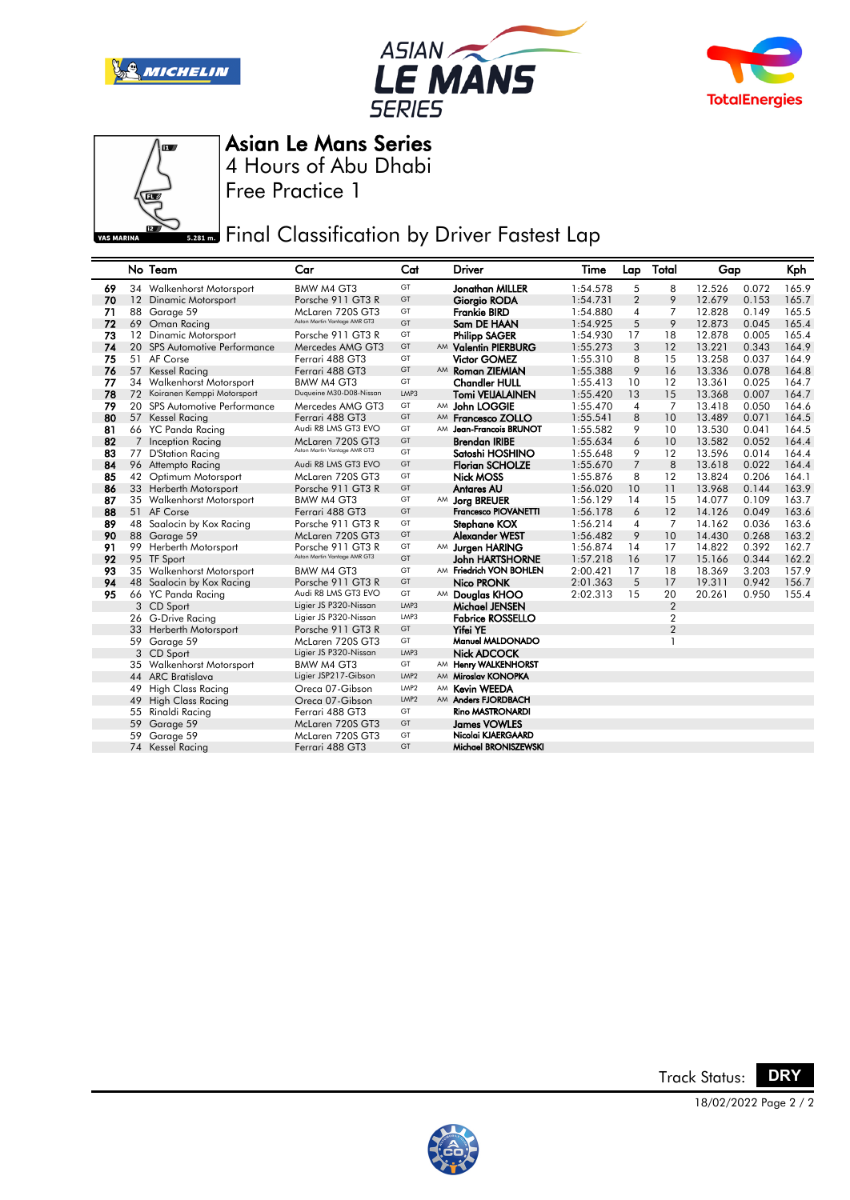# Asian Le Mans Series

## 4 Hours of Abu Dhabi

## Free Practice 1

## Final Classification by Driver Fastest Lap

| | No | Team | Car | Cat | | Driver | Time | Lap | Total | Gap | | Kph |
|---|---|---|---|---|---|---|---|---|---|---|---|---|
| 69 | 34 | Walkenhorst Motorsport | BMW M4 GT3 | GT | | Jonathan MILLER | 1:54.578 | 5 | 8 | 12.526 | 0.072 | 165.9 |
| 70 | 12 | Dinamic Motorsport | Porsche 911 GT3 R | GT | | Giorgio RODA | 1:54.731 | 2 | 9 | 12.679 | 0.153 | 165.7 |
| 71 | 88 | Garage 59 | McLaren 720S GT3 | GT | | Frankie BIRD | 1:54.880 | 4 | 7 | 12.828 | 0.149 | 165.5 |
| 72 | 69 | Oman Racing | Aston Martin Vantage AMR GT3 | GT | | Sam DE HAAN | 1:54.925 | 5 | 9 | 12.873 | 0.045 | 165.4 |
| 73 | 12 | Dinamic Motorsport | Porsche 911 GT3 R | GT | | Philipp SAGER | 1:54.930 | 17 | 18 | 12.878 | 0.005 | 165.4 |
| 74 | 20 | SPS Automotive Performance | Mercedes AMG GT3 | GT | AM | Valentin PIERBURG | 1:55.273 | 3 | 12 | 13.221 | 0.343 | 164.9 |
| 75 | 51 | AF Corse | Ferrari 488 GT3 | GT | | Victor GOMEZ | 1:55.310 | 8 | 15 | 13.258 | 0.037 | 164.9 |
| 76 | 57 | Kessel Racing | Ferrari 488 GT3 | GT | AM | Roman ZIEMIAN | 1:55.388 | 9 | 16 | 13.336 | 0.078 | 164.8 |
| 77 | 34 | Walkenhorst Motorsport | BMW M4 GT3 | GT | | Chandler HULL | 1:55.413 | 10 | 12 | 13.361 | 0.025 | 164.7 |
| 78 | 72 | Koiranen Kemppi Motorsport | Duqueine M30-D08-Nissan | LMP3 | | Tomi VEIJALAINEN | 1:55.420 | 13 | 15 | 13.368 | 0.007 | 164.7 |
| 79 | 20 | SPS Automotive Performance | Mercedes AMG GT3 | GT | AM | John LOGGIE | 1:55.470 | 4 | 7 | 13.418 | 0.050 | 164.6 |
| 80 | 57 | Kessel Racing | Ferrari 488 GT3 | GT | AM | Francesco ZOLLO | 1:55.541 | 8 | 10 | 13.489 | 0.071 | 164.5 |
| 81 | 66 | YC Panda Racing | Audi R8 LMS GT3 EVO | GT | AM | Jean-Francois BRUNOT | 1:55.582 | 9 | 10 | 13.530 | 0.041 | 164.5 |
| 82 | 7 | Inception Racing | McLaren 720S GT3 | GT | | Brendan IRIBE | 1:55.634 | 6 | 10 | 13.582 | 0.052 | 164.4 |
| 83 | 77 | D'Station Racing | Aston Martin Vantage AMR GT3 | GT | | Satoshi HOSHINO | 1:55.648 | 9 | 12 | 13.596 | 0.014 | 164.4 |
| 84 | 96 | Attempto Racing | Audi R8 LMS GT3 EVO | GT | | Florian SCHOLZE | 1:55.670 | 7 | 8 | 13.618 | 0.022 | 164.4 |
| 85 | 42 | Optimum Motorsport | McLaren 720S GT3 | GT | | Nick MOSS | 1:55.876 | 8 | 12 | 13.824 | 0.206 | 164.1 |
| 86 | 33 | Herberth Motorsport | Porsche 911 GT3 R | GT | | Antares AU | 1:56.020 | 10 | 11 | 13.968 | 0.144 | 163.9 |
| 87 | 35 | Walkenhorst Motorsport | BMW M4 GT3 | GT | AM | Jorg BREUER | 1:56.129 | 14 | 15 | 14.077 | 0.109 | 163.7 |
| 88 | 51 | AF Corse | Ferrari 488 GT3 | GT | | Francesco PIOVANETTI | 1:56.178 | 6 | 12 | 14.126 | 0.049 | 163.6 |
| 89 | 48 | Saalocin by Kox Racing | Porsche 911 GT3 R | GT | | Stephane KOX | 1:56.214 | 4 | 7 | 14.162 | 0.036 | 163.6 |
| 90 | 88 | Garage 59 | McLaren 720S GT3 | GT | | Alexander WEST | 1:56.482 | 9 | 10 | 14.430 | 0.268 | 163.2 |
| 91 | 99 | Herberth Motorsport | Porsche 911 GT3 R | GT | AM | Jurgen HARING | 1:56.874 | 14 | 17 | 14.822 | 0.392 | 162.7 |
| 92 | 95 | TF Sport | Aston Martin Vantage AMR GT3 | GT | | John HARTSHORNE | 1:57.218 | 16 | 17 | 15.166 | 0.344 | 162.2 |
| 93 | 35 | Walkenhorst Motorsport | BMW M4 GT3 | GT | AM | Friedrich VON BOHLEN | 2:00.421 | 17 | 18 | 18.369 | 3.203 | 157.9 |
| 94 | 48 | Saalocin by Kox Racing | Porsche 911 GT3 R | GT | | Nico PRONK | 2:01.363 | 5 | 17 | 19.311 | 0.942 | 156.7 |
| 95 | 66 | YC Panda Racing | Audi R8 LMS GT3 EVO | GT | AM | Douglas KHOO | 2:02.313 | 15 | 20 | 20.261 | 0.950 | 155.4 |
| | 3 | CD Sport | Ligier JS P320-Nissan | LMP3 | | Michael JENSEN | | | 2 | | | |
| | 26 | G-Drive Racing | Ligier JS P320-Nissan | LMP3 | | Fabrice ROSSELLO | | | 2 | | | |
| | 33 | Herberth Motorsport | Porsche 911 GT3 R | GT | | Yifei YE | | | 2 | | | |
| | 59 | Garage 59 | McLaren 720S GT3 | GT | | Manuel MALDONADO | | | 1 | | | |
| | 3 | CD Sport | Ligier JS P320-Nissan | LMP3 | | Nick ADCOCK | | | | | | |
| | 35 | Walkenhorst Motorsport | BMW M4 GT3 | GT | AM | Henry WALKENHORST | | | | | | |
| | 44 | ARC Bratislava | Ligier JSP217-Gibson | LMP2 | AM | Miroslav KONOPKA | | | | | | |
| | 49 | High Class Racing | Oreca 07-Gibson | LMP2 | AM | Kevin WEEDA | | | | | | |
| | 49 | High Class Racing | Oreca 07-Gibson | LMP2 | AM | Anders FJORDBACH | | | | | | |
| | 55 | Rinaldi Racing | Ferrari 488 GT3 | GT | | Rino MASTRONARDI | | | | | | |
| | 59 | Garage 59 | McLaren 720S GT3 | GT | | James VOWLES | | | | | | |
| | 59 | Garage 59 | McLaren 720S GT3 | GT | | Nicolai KJAERGAARD | | | | | | |
| | 74 | Kessel Racing | Ferrari 488 GT3 | GT | | Michael BRONISZEWSKI | | | | | | |

Track Status: DRY

18/02/2022